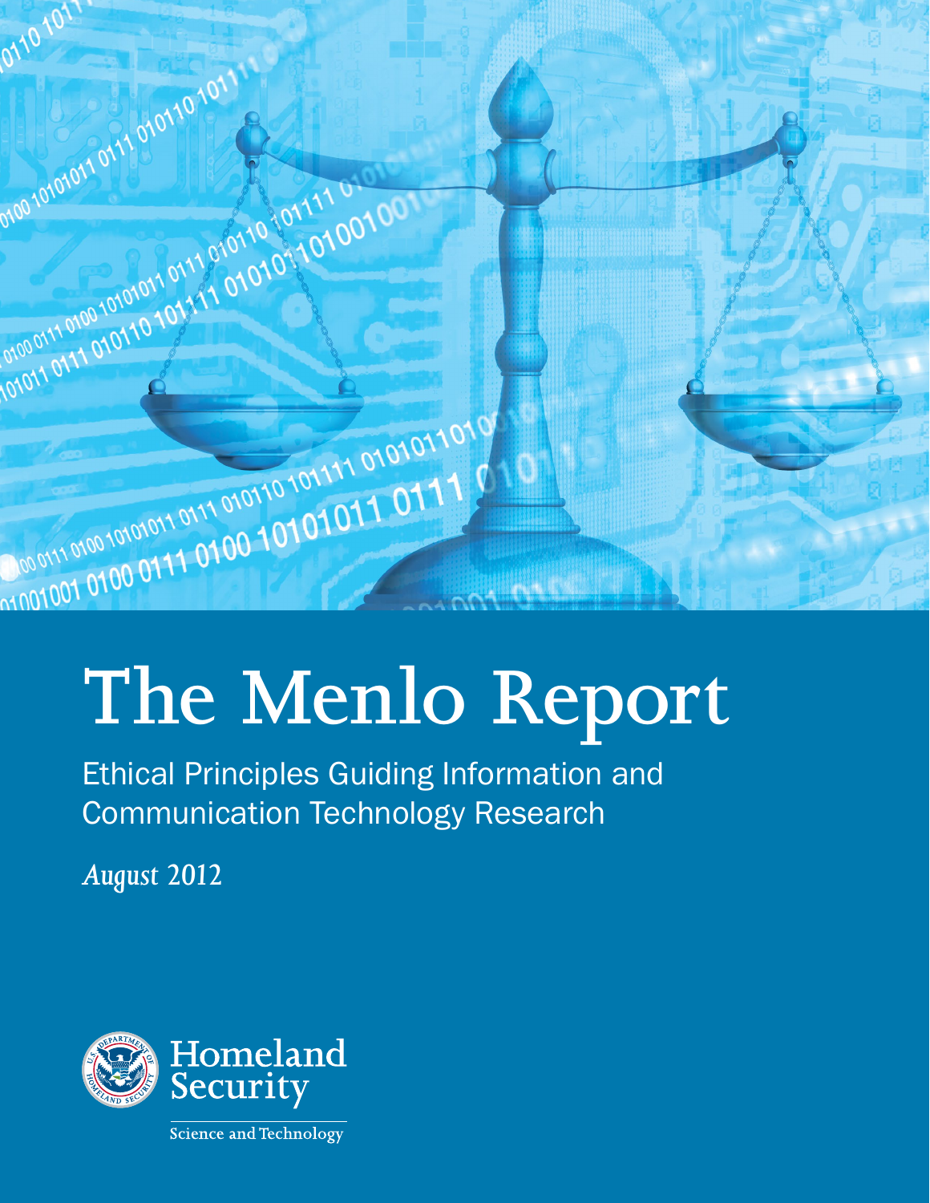# The Menlo Report

Ethical Principles Guiding Information and Communication Technology Research

*August 2012*

Homeland Security

Science and Technology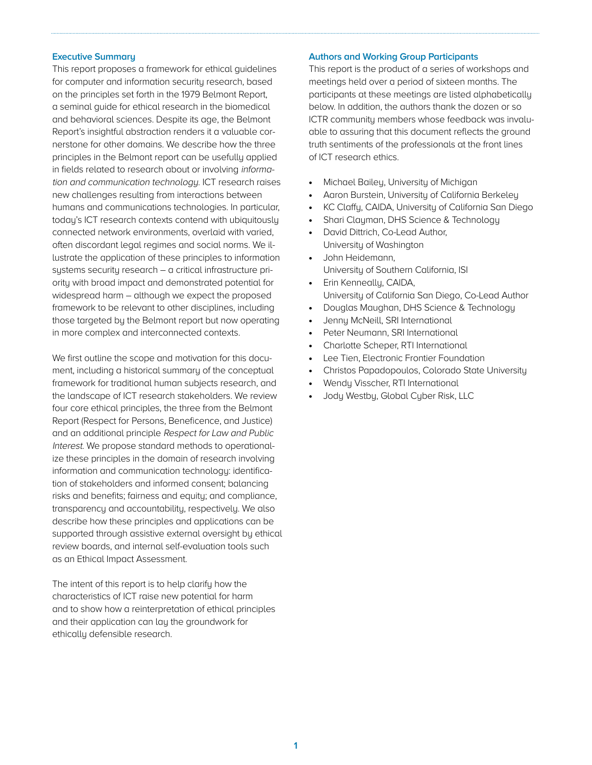## Executive Summary

This report proposes a framework for ethical guidelines for computer and information security research, based on the principles set forth in the 1979 Belmont Report, a seminal guide for ethical research in the biomedical and behavioral sciences. Despite its age, the Belmont Report's insightful abstraction renders it a valuable cornerstone for other domains. We describe how the three principles in the Belmont report can be usefully applied in fields related to research about or involving *information and communication technology.* ICT research raises new challenges resulting from interactions between humans and communications technologies. In particular, today's ICT research contexts contend with ubiquitously connected network environments, overlaid with varied, often discordant legal regimes and social norms. We illustrate the application of these principles to information systems security research – a critical infrastructure priority with broad impact and demonstrated potential for widespread harm – although we expect the proposed framework to be relevant to other disciplines, including those targeted by the Belmont report but now operating in more complex and interconnected contexts.

We first outline the scope and motivation for this document, including a historical summary of the conceptual framework for traditional human subjects research, and the landscape of ICT research stakeholders. We review four core ethical principles, the three from the Belmont Report (Respect for Persons, Beneficence, and Justice) and an additional principle *Respect for Law and Public Interest.* We propose standard methods to operationalize these principles in the domain of research involving information and communication technology: identification of stakeholders and informed consent; balancing risks and benefits; fairness and equity; and compliance, transparency and accountability, respectively. We also describe how these principles and applications can be supported through assistive external oversight by ethical review boards, and internal self-evaluation tools such as an Ethical Impact Assessment.

The intent of this report is to help clarify how the characteristics of ICT raise new potential for harm and to show how a reinterpretation of ethical principles and their application can lay the groundwork for ethically defensible research.

## Authors and Working Group Participants

This report is the product of a series of workshops and meetings held over a period of sixteen months. The participants at these meetings are listed alphabetically below. In addition, the authors thank the dozen or so ICTR community members whose feedback was invaluable to assuring that this document reflects the ground truth sentiments of the professionals at the front lines of ICT research ethics.

- Michael Bailey, University of Michigan
- Aaron Burstein, University of California Berkeley
- KC Claffy, CAIDA, University of California San Diego
- Shari Clayman, DHS Science & Technology
- David Dittrich, Co-Lead Author, University of Washington
- John Heidemann, University of Southern California, ISI
- Erin Kenneally, CAIDA, University of California San Diego, Co-Lead Author
- Douglas Maughan, DHS Science & Technology
- Jenny McNeill, SRI International
- Peter Neumann, SRI International
- Charlotte Scheper, RTI International
- Lee Tien, Electronic Frontier Foundation
- Christos Papadopoulos, Colorado State University
- Wendy Visscher, RTI International
- Jody Westby, Global Cyber Risk, LLC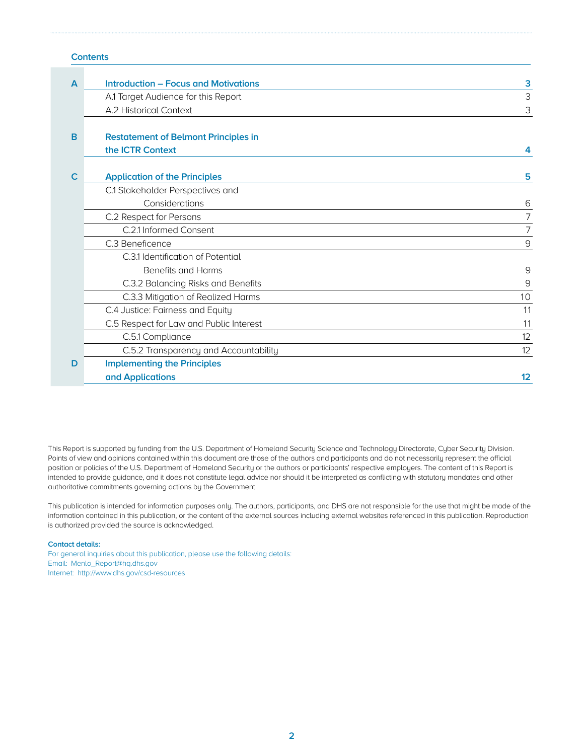## Contents

| | | |
|---|---|---|
| **A** | **Introduction – Focus and Motivations** | **3** |
| | A.1 Target Audience for this Report | 3 |
| | A.2 Historical Context | 3 |
| **B** | **Restatement of Belmont Principles in the ICTR Context** | **4** |
| **C** | **Application of the Principles** | **5** |
| | C.1 Stakeholder Perspectives and Considerations | 6 |
| | C.2 Respect for Persons | 7 |
| | C.2.1 Informed Consent | 7 |
| | C.3 Beneficence | 9 |
| | C.3.1 Identification of Potential Benefits and Harms | 9 |
| | C.3.2 Balancing Risks and Benefits | 9 |
| | C.3.3 Mitigation of Realized Harms | 10 |
| | C.4 Justice: Fairness and Equity | 11 |
| | C.5 Respect for Law and Public Interest | 11 |
| | C.5.1 Compliance | 12 |
| | C.5.2 Transparency and Accountability | 12 |
| **D** | **Implementing the Principles and Applications** | **12** |

This Report is supported by funding from the U.S. Department of Homeland Security Science and Technology Directorate, Cyber Security Division. Points of view and opinions contained within this document are those of the authors and participants and do not necessarily represent the official position or policies of the U.S. Department of Homeland Security or the authors or participants' respective employers. The content of this Report is intended to provide guidance, and it does not constitute legal advice nor should it be interpreted as conflicting with statutory mandates and other authoritative commitments governing actions by the Government.

This publication is intended for information purposes only. The authors, participants, and DHS are not responsible for the use that might be made of the information contained in this publication, or the content of the external sources including external websites referenced in this publication. Reproduction is authorized provided the source is acknowledged.

**Contact details:**
For general inquiries about this publication, please use the following details:
Email: Menlo_Report@hq.dhs.gov
Internet: http://www.dhs.gov/csd-resources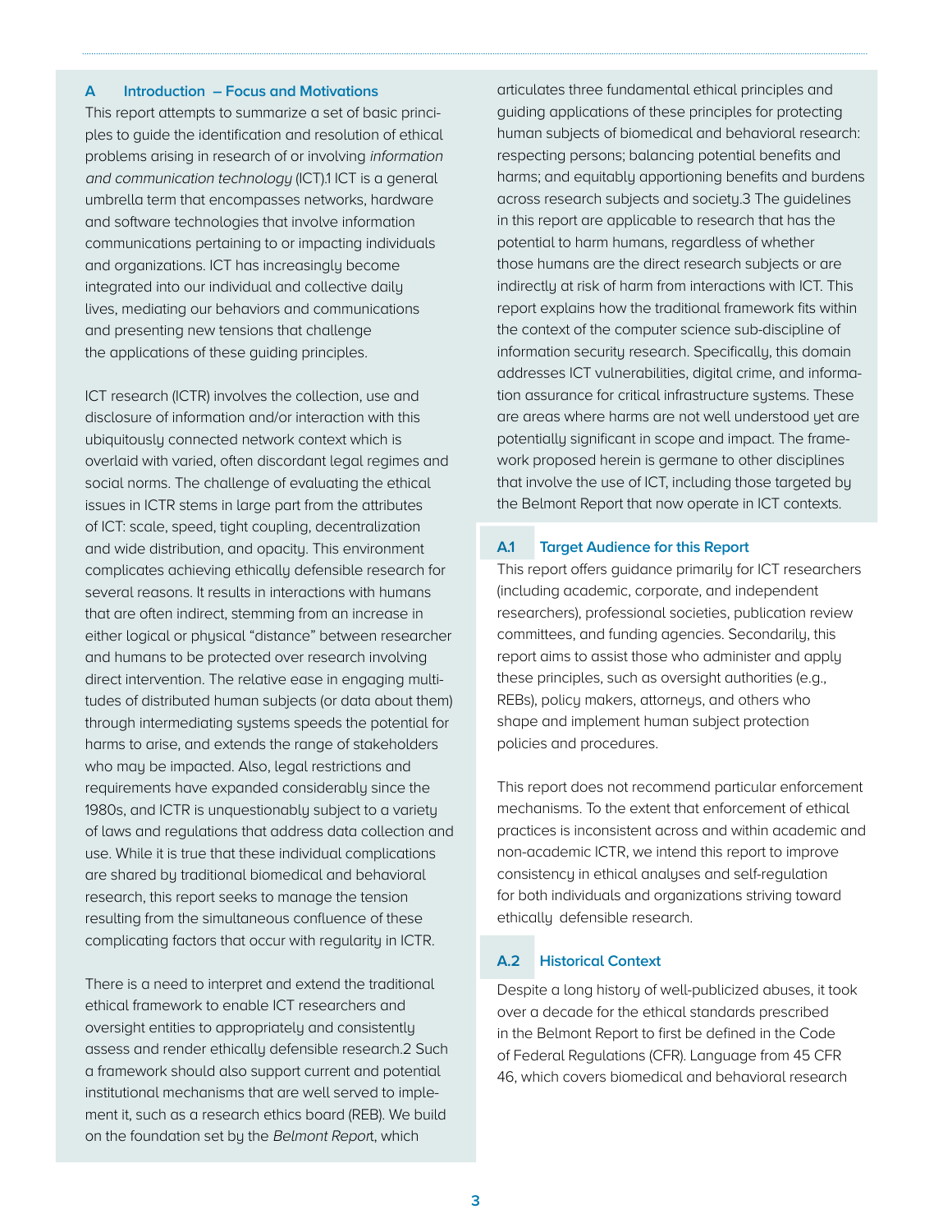## A Introduction – Focus and Motivations

This report attempts to summarize a set of basic principles to guide the identification and resolution of ethical problems arising in research of or involving *information and communication technology* (ICT).[1] ICT is a general umbrella term that encompasses networks, hardware and software technologies that involve information communications pertaining to or impacting individuals and organizations. ICT has increasingly become integrated into our individual and collective daily lives, mediating our behaviors and communications and presenting new tensions that challenge the applications of these guiding principles.

ICT research (ICTR) involves the collection, use and disclosure of information and/or interaction with this ubiquitously connected network context which is overlaid with varied, often discordant legal regimes and social norms. The challenge of evaluating the ethical issues in ICTR stems in large part from the attributes of ICT: scale, speed, tight coupling, decentralization and wide distribution, and opacity. This environment complicates achieving ethically defensible research for several reasons. It results in interactions with humans that are often indirect, stemming from an increase in either logical or physical "distance" between researcher and humans to be protected over research involving direct intervention. The relative ease in engaging multitudes of distributed human subjects (or data about them) through intermediating systems speeds the potential for harms to arise, and extends the range of stakeholders who may be impacted. Also, legal restrictions and requirements have expanded considerably since the 1980s, and ICTR is unquestionably subject to a variety of laws and regulations that address data collection and use. While it is true that these individual complications are shared by traditional biomedical and behavioral research, this report seeks to manage the tension resulting from the simultaneous confluence of these complicating factors that occur with regularity in ICTR.

There is a need to interpret and extend the traditional ethical framework to enable ICT researchers and oversight entities to appropriately and consistently assess and render ethically defensible research.[2] Such a framework should also support current and potential institutional mechanisms that are well served to implement it, such as a research ethics board (REB). We build on the foundation set by the *Belmont Report*, which articulates three fundamental ethical principles and guiding applications of these principles for protecting human subjects of biomedical and behavioral research: respecting persons; balancing potential benefits and harms; and equitably apportioning benefits and burdens across research subjects and society.[3] The guidelines in this report are applicable to research that has the potential to harm humans, regardless of whether those humans are the direct research subjects or are indirectly at risk of harm from interactions with ICT. This report explains how the traditional framework fits within the context of the computer science sub-discipline of information security research. Specifically, this domain addresses ICT vulnerabilities, digital crime, and information assurance for critical infrastructure systems. These are areas where harms are not well understood yet are potentially significant in scope and impact. The framework proposed herein is germane to other disciplines that involve the use of ICT, including those targeted by the Belmont Report that now operate in ICT contexts.

### A.1 Target Audience for this Report

This report offers guidance primarily for ICT researchers (including academic, corporate, and independent researchers), professional societies, publication review committees, and funding agencies. Secondarily, this report aims to assist those who administer and apply these principles, such as oversight authorities (e.g., REBs), policy makers, attorneys, and others who shape and implement human subject protection policies and procedures.

This report does not recommend particular enforcement mechanisms. To the extent that enforcement of ethical practices is inconsistent across and within academic and non-academic ICTR, we intend this report to improve consistency in ethical analyses and self-regulation for both individuals and organizations striving toward ethically defensible research.

### A.2 Historical Context

Despite a long history of well-publicized abuses, it took over a decade for the ethical standards prescribed in the Belmont Report to first be defined in the Code of Federal Regulations (CFR). Language from 45 CFR 46, which covers biomedical and behavioral research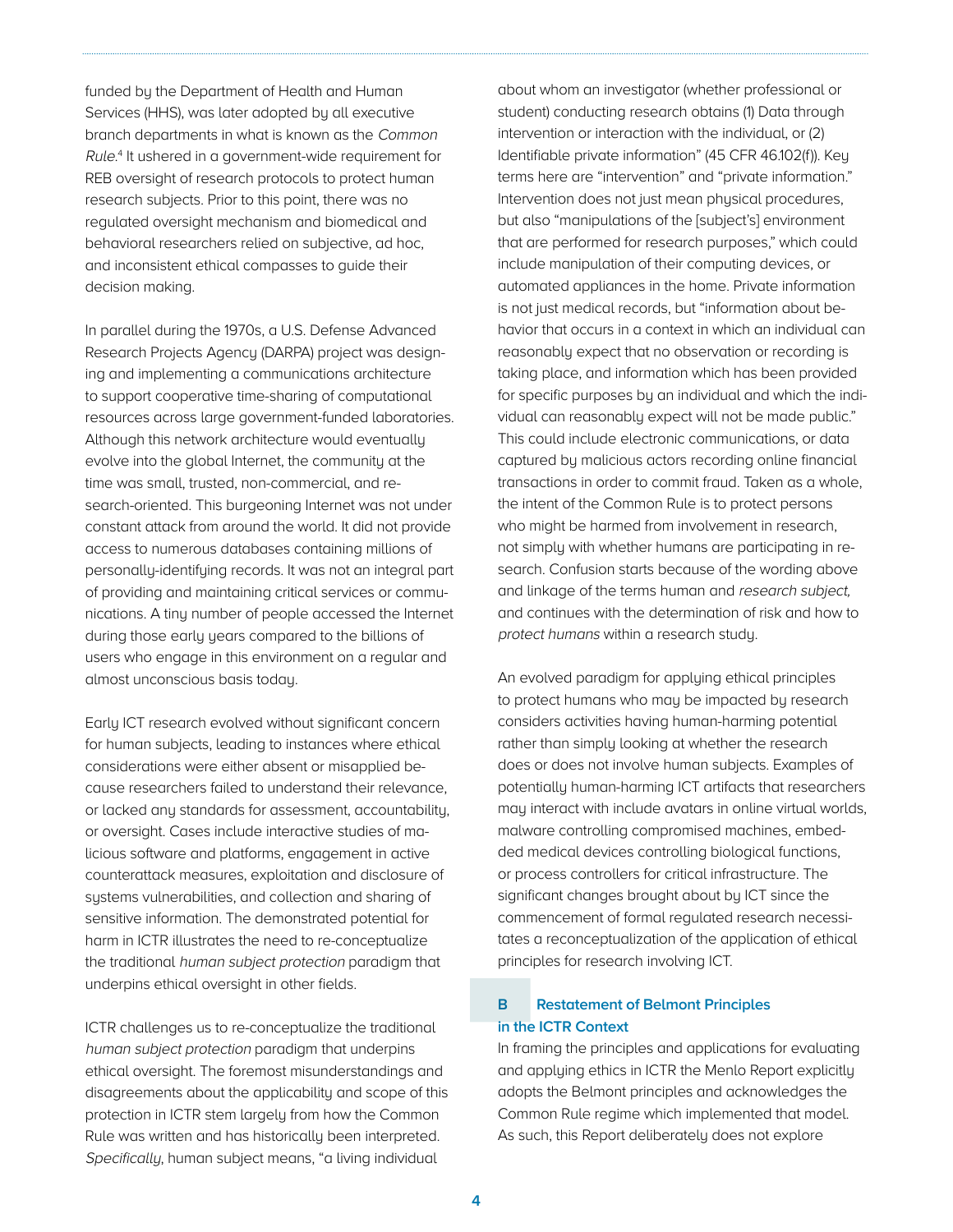funded by the Department of Health and Human Services (HHS), was later adopted by all executive branch departments in what is known as the *Common Rule*.[4] It ushered in a government-wide requirement for REB oversight of research protocols to protect human research subjects. Prior to this point, there was no regulated oversight mechanism and biomedical and behavioral researchers relied on subjective, ad hoc, and inconsistent ethical compasses to guide their decision making.

In parallel during the 1970s, a U.S. Defense Advanced Research Projects Agency (DARPA) project was designing and implementing a communications architecture to support cooperative time-sharing of computational resources across large government-funded laboratories. Although this network architecture would eventually evolve into the global Internet, the community at the time was small, trusted, non-commercial, and research-oriented. This burgeoning Internet was not under constant attack from around the world. It did not provide access to numerous databases containing millions of personally-identifying records. It was not an integral part of providing and maintaining critical services or communications. A tiny number of people accessed the Internet during those early years compared to the billions of users who engage in this environment on a regular and almost unconscious basis today.

Early ICT research evolved without significant concern for human subjects, leading to instances where ethical considerations were either absent or misapplied because researchers failed to understand their relevance, or lacked any standards for assessment, accountability, or oversight. Cases include interactive studies of malicious software and platforms, engagement in active counterattack measures, exploitation and disclosure of systems vulnerabilities, and collection and sharing of sensitive information. The demonstrated potential for harm in ICTR illustrates the need to re-conceptualize the traditional *human subject protection* paradigm that underpins ethical oversight in other fields.

ICTR challenges us to re-conceptualize the traditional *human subject protection* paradigm that underpins ethical oversight. The foremost misunderstandings and disagreements about the applicability and scope of this protection in ICTR stem largely from how the Common Rule was written and has historically been interpreted. *Specifically*, human subject means, "a living individual about whom an investigator (whether professional or student) conducting research obtains (1) Data through intervention or interaction with the individual, or (2) Identifiable private information" (45 CFR 46.102(f)). Key terms here are "intervention" and "private information." Intervention does not just mean physical procedures, but also "manipulations of the [subject's] environment that are performed for research purposes," which could include manipulation of their computing devices, or automated appliances in the home. Private information is not just medical records, but "information about behavior that occurs in a context in which an individual can reasonably expect that no observation or recording is taking place, and information which has been provided for specific purposes by an individual and which the individual can reasonably expect will not be made public." This could include electronic communications, or data captured by malicious actors recording online financial transactions in order to commit fraud. Taken as a whole, the intent of the Common Rule is to protect persons who might be harmed from involvement in research, not simply with whether humans are participating in research. Confusion starts because of the wording above and linkage of the terms human and *research subject,* and continues with the determination of risk and how to *protect humans* within a research study.

An evolved paradigm for applying ethical principles to protect humans who may be impacted by research considers activities having human-harming potential rather than simply looking at whether the research does or does not involve human subjects. Examples of potentially human-harming ICT artifacts that researchers may interact with include avatars in online virtual worlds, malware controlling compromised machines, embedded medical devices controlling biological functions, or process controllers for critical infrastructure. The significant changes brought about by ICT since the commencement of formal regulated research necessitates a reconceptualization of the application of ethical principles for research involving ICT.

## B Restatement of Belmont Principles in the ICTR Context

In framing the principles and applications for evaluating and applying ethics in ICTR the Menlo Report explicitly adopts the Belmont principles and acknowledges the Common Rule regime which implemented that model. As such, this Report deliberately does not explore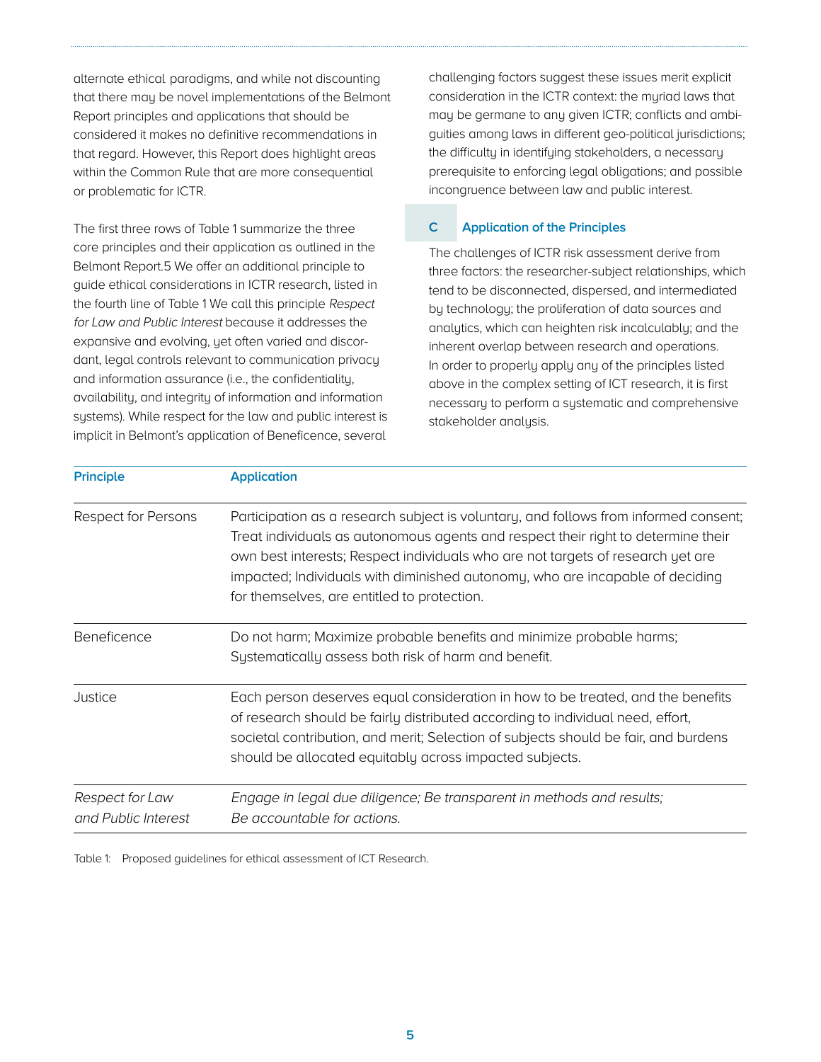alternate ethical paradigms, and while not discounting that there may be novel implementations of the Belmont Report principles and applications that should be considered it makes no definitive recommendations in that regard. However, this Report does highlight areas within the Common Rule that are more consequential or problematic for ICTR.

The first three rows of Table 1 summarize the three core principles and their application as outlined in the Belmont Report.5 We offer an additional principle to guide ethical considerations in ICTR research, listed in the fourth line of Table 1 We call this principle *Respect for Law and Public Interest* because it addresses the expansive and evolving, yet often varied and discordant, legal controls relevant to communication privacy and information assurance (i.e., the confidentiality, availability, and integrity of information and information systems). While respect for the law and public interest is implicit in Belmont's application of Beneficence, several challenging factors suggest these issues merit explicit consideration in the ICTR context: the myriad laws that may be germane to any given ICTR; conflicts and ambiguities among laws in different geo-political jurisdictions; the difficulty in identifying stakeholders, a necessary prerequisite to enforcing legal obligations; and possible incongruence between law and public interest.

## C Application of the Principles

The challenges of ICTR risk assessment derive from three factors: the researcher-subject relationships, which tend to be disconnected, dispersed, and intermediated by technology; the proliferation of data sources and analytics, which can heighten risk incalculably; and the inherent overlap between research and operations. In order to properly apply any of the principles listed above in the complex setting of ICT research, it is first necessary to perform a systematic and comprehensive stakeholder analysis.

| Principle | Application |
| --- | --- |
| Respect for Persons | Participation as a research subject is voluntary, and follows from informed consent; Treat individuals as autonomous agents and respect their right to determine their own best interests; Respect individuals who are not targets of research yet are impacted; Individuals with diminished autonomy, who are incapable of deciding for themselves, are entitled to protection. |
| Beneficence | Do not harm; Maximize probable benefits and minimize probable harms; Systematically assess both risk of harm and benefit. |
| Justice | Each person deserves equal consideration in how to be treated, and the benefits of research should be fairly distributed according to individual need, effort, societal contribution, and merit; Selection of subjects should be fair, and burdens should be allocated equitably across impacted subjects. |
| *Respect for Law and Public Interest* | *Engage in legal due diligence; Be transparent in methods and results; Be accountable for actions.* |

Table 1: Proposed guidelines for ethical assessment of ICT Research.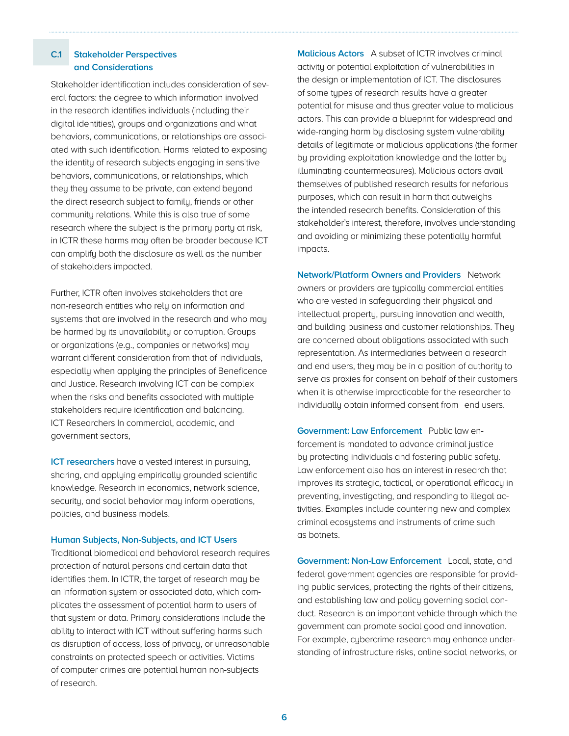## C.1 Stakeholder Perspectives and Considerations

Stakeholder identification includes consideration of several factors: the degree to which information involved in the research identifies individuals (including their digital identities), groups and organizations and what behaviors, communications, or relationships are associated with such identification. Harms related to exposing the identity of research subjects engaging in sensitive behaviors, communications, or relationships, which they they assume to be private, can extend beyond the direct research subject to family, friends or other community relations. While this is also true of some research where the subject is the primary party at risk, in ICTR these harms may often be broader because ICT can amplify both the disclosure as well as the number of stakeholders impacted.

Further, ICTR often involves stakeholders that are non-research entities who rely on information and systems that are involved in the research and who may be harmed by its unavailability or corruption. Groups or organizations (e.g., companies or networks) may warrant different consideration from that of individuals, especially when applying the principles of Beneficence and Justice. Research involving ICT can be complex when the risks and benefits associated with multiple stakeholders require identification and balancing. ICT Researchers In commercial, academic, and government sectors,

**ICT researchers** have a vested interest in pursuing, sharing, and applying empirically grounded scientific knowledge. Research in economics, network science, security, and social behavior may inform operations, policies, and business models.

**Human Subjects, Non-Subjects, and ICT Users**
Traditional biomedical and behavioral research requires protection of natural persons and certain data that identifies them. In ICTR, the target of research may be an information system or associated data, which complicates the assessment of potential harm to users of that system or data. Primary considerations include the ability to interact with ICT without suffering harms such as disruption of access, loss of privacy, or unreasonable constraints on protected speech or activities. Victims of computer crimes are potential human non-subjects of research.

**Malicious Actors** A subset of ICTR involves criminal activity or potential exploitation of vulnerabilities in the design or implementation of ICT. The disclosures of some types of research results have a greater potential for misuse and thus greater value to malicious actors. This can provide a blueprint for widespread and wide-ranging harm by disclosing system vulnerability details of legitimate or malicious applications (the former by providing exploitation knowledge and the latter by illuminating countermeasures). Malicious actors avail themselves of published research results for nefarious purposes, which can result in harm that outweighs the intended research benefits. Consideration of this stakeholder's interest, therefore, involves understanding and avoiding or minimizing these potentially harmful impacts.

**Network/Platform Owners and Providers** Network owners or providers are typically commercial entities who are vested in safeguarding their physical and intellectual property, pursuing innovation and wealth, and building business and customer relationships. They are concerned about obligations associated with such representation. As intermediaries between a research and end users, they may be in a position of authority to serve as proxies for consent on behalf of their customers when it is otherwise impracticable for the researcher to individually obtain informed consent from end users.

**Government: Law Enforcement** Public law enforcement is mandated to advance criminal justice by protecting individuals and fostering public safety. Law enforcement also has an interest in research that improves its strategic, tactical, or operational efficacy in preventing, investigating, and responding to illegal activities. Examples include countering new and complex criminal ecosystems and instruments of crime such as botnets.

**Government: Non-Law Enforcement** Local, state, and federal government agencies are responsible for providing public services, protecting the rights of their citizens, and establishing law and policy governing social conduct. Research is an important vehicle through which the government can promote social good and innovation. For example, cybercrime research may enhance understanding of infrastructure risks, online social networks, or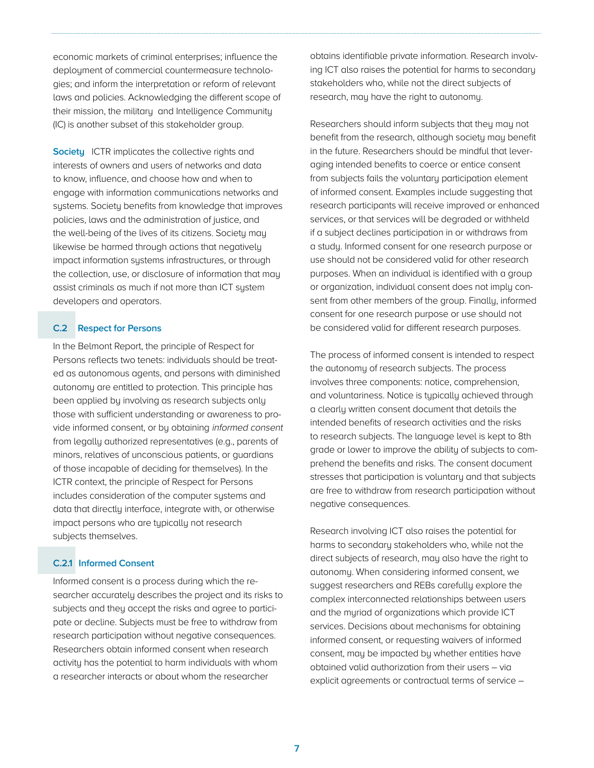economic markets of criminal enterprises; influence the deployment of commercial countermeasure technologies; and inform the interpretation or reform of relevant laws and policies. Acknowledging the different scope of their mission, the military and Intelligence Community (IC) is another subset of this stakeholder group.

**Society** ICTR implicates the collective rights and interests of owners and users of networks and data to know, influence, and choose how and when to engage with information communications networks and systems. Society benefits from knowledge that improves policies, laws and the administration of justice, and the well-being of the lives of its citizens. Society may likewise be harmed through actions that negatively impact information systems infrastructures, or through the collection, use, or disclosure of information that may assist criminals as much if not more than ICT system developers and operators.

## C.2 Respect for Persons

In the Belmont Report, the principle of Respect for Persons reflects two tenets: individuals should be treated as autonomous agents, and persons with diminished autonomy are entitled to protection. This principle has been applied by involving as research subjects only those with sufficient understanding or awareness to provide informed consent, or by obtaining *informed consent* from legally authorized representatives (e.g., parents of minors, relatives of unconscious patients, or guardians of those incapable of deciding for themselves). In the ICTR context, the principle of Respect for Persons includes consideration of the computer systems and data that directly interface, integrate with, or otherwise impact persons who are typically not research subjects themselves.

### C.2.1 Informed Consent

Informed consent is a process during which the researcher accurately describes the project and its risks to subjects and they accept the risks and agree to participate or decline. Subjects must be free to withdraw from research participation without negative consequences. Researchers obtain informed consent when research activity has the potential to harm individuals with whom a researcher interacts or about whom the researcher obtains identifiable private information. Research involving ICT also raises the potential for harms to secondary stakeholders who, while not the direct subjects of research, may have the right to autonomy.

Researchers should inform subjects that they may not benefit from the research, although society may benefit in the future. Researchers should be mindful that leveraging intended benefits to coerce or entice consent from subjects fails the voluntary participation element of informed consent. Examples include suggesting that research participants will receive improved or enhanced services, or that services will be degraded or withheld if a subject declines participation in or withdraws from a study. Informed consent for one research purpose or use should not be considered valid for other research purposes. When an individual is identified with a group or organization, individual consent does not imply consent from other members of the group. Finally, informed consent for one research purpose or use should not be considered valid for different research purposes.

The process of informed consent is intended to respect the autonomy of research subjects. The process involves three components: notice, comprehension, and voluntariness. Notice is typically achieved through a clearly written consent document that details the intended benefits of research activities and the risks to research subjects. The language level is kept to 8th grade or lower to improve the ability of subjects to comprehend the benefits and risks. The consent document stresses that participation is voluntary and that subjects are free to withdraw from research participation without negative consequences.

Research involving ICT also raises the potential for harms to secondary stakeholders who, while not the direct subjects of research, may also have the right to autonomy. When considering informed consent, we suggest researchers and REBs carefully explore the complex interconnected relationships between users and the myriad of organizations which provide ICT services. Decisions about mechanisms for obtaining informed consent, or requesting waivers of informed consent, may be impacted by whether entities have obtained valid authorization from their users – via explicit agreements or contractual terms of service –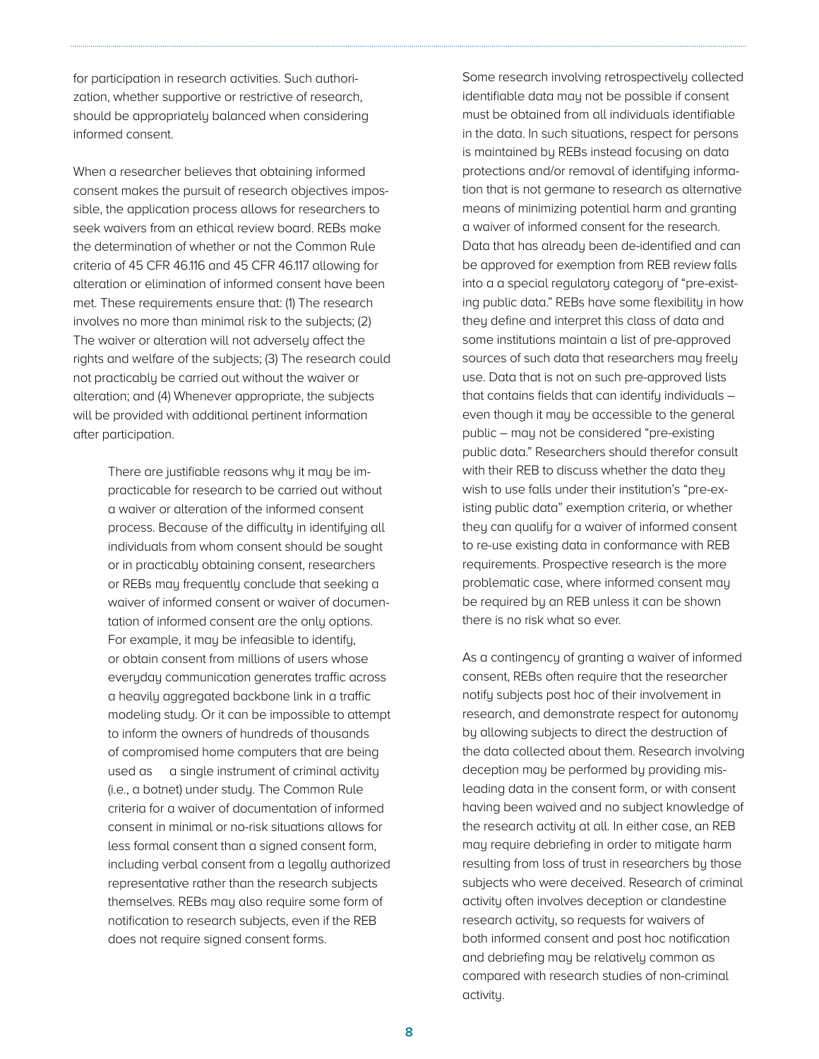for participation in research activities. Such authorization, whether supportive or restrictive of research, should be appropriately balanced when considering informed consent.

When a researcher believes that obtaining informed consent makes the pursuit of research objectives impossible, the application process allows for researchers to seek waivers from an ethical review board. REBs make the determination of whether or not the Common Rule criteria of 45 CFR 46.116 and 45 CFR 46.117 allowing for alteration or elimination of informed consent have been met. These requirements ensure that: (1) The research involves no more than minimal risk to the subjects; (2) The waiver or alteration will not adversely affect the rights and welfare of the subjects; (3) The research could not practicably be carried out without the waiver or alteration; and (4) Whenever appropriate, the subjects will be provided with additional pertinent information after participation.

> There are justifiable reasons why it may be impracticable for research to be carried out without a waiver or alteration of the informed consent process. Because of the difficulty in identifying all individuals from whom consent should be sought or in practicably obtaining consent, researchers or REBs may frequently conclude that seeking a waiver of informed consent or waiver of documentation of informed consent are the only options. For example, it may be infeasible to identify, or obtain consent from millions of users whose everyday communication generates traffic across a heavily aggregated backbone link in a traffic modeling study. Or it can be impossible to attempt to inform the owners of hundreds of thousands of compromised home computers that are being used as a single instrument of criminal activity (i.e., a botnet) under study. The Common Rule criteria for a waiver of documentation of informed consent in minimal or no-risk situations allows for less formal consent than a signed consent form, including verbal consent from a legally authorized representative rather than the research subjects themselves. REBs may also require some form of notification to research subjects, even if the REB does not require signed consent forms.

Some research involving retrospectively collected identifiable data may not be possible if consent must be obtained from all individuals identifiable in the data. In such situations, respect for persons is maintained by REBs instead focusing on data protections and/or removal of identifying information that is not germane to research as alternative means of minimizing potential harm and granting a waiver of informed consent for the research. Data that has already been de-identified and can be approved for exemption from REB review falls into a a special regulatory category of "pre-existing public data." REBs have some flexibility in how they define and interpret this class of data and some institutions maintain a list of pre-approved sources of such data that researchers may freely use. Data that is not on such pre-approved lists that contains fields that can identify individuals – even though it may be accessible to the general public – may not be considered "pre-existing public data." Researchers should therefor consult with their REB to discuss whether the data they wish to use falls under their institution's "pre-existing public data" exemption criteria, or whether they can qualify for a waiver of informed consent to re-use existing data in conformance with REB requirements. Prospective research is the more problematic case, where informed consent may be required by an REB unless it can be shown there is no risk what so ever.

As a contingency of granting a waiver of informed consent, REBs often require that the researcher notify subjects post hoc of their involvement in research, and demonstrate respect for autonomy by allowing subjects to direct the destruction of the data collected about them. Research involving deception may be performed by providing misleading data in the consent form, or with consent having been waived and no subject knowledge of the research activity at all. In either case, an REB may require debriefing in order to mitigate harm resulting from loss of trust in researchers by those subjects who were deceived. Research of criminal activity often involves deception or clandestine research activity, so requests for waivers of both informed consent and post hoc notification and debriefing may be relatively common as compared with research studies of non-criminal activity.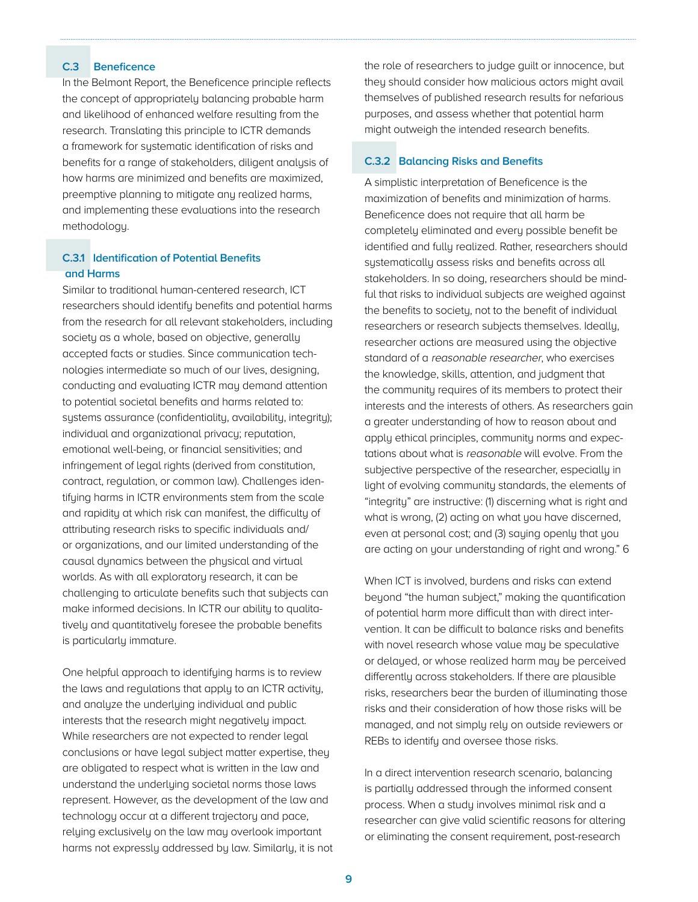## C.3 Beneficence

In the Belmont Report, the Beneficence principle reflects the concept of appropriately balancing probable harm and likelihood of enhanced welfare resulting from the research. Translating this principle to ICTR demands a framework for systematic identification of risks and benefits for a range of stakeholders, diligent analysis of how harms are minimized and benefits are maximized, preemptive planning to mitigate any realized harms, and implementing these evaluations into the research methodology.

### C.3.1 Identification of Potential Benefits and Harms

Similar to traditional human-centered research, ICT researchers should identify benefits and potential harms from the research for all relevant stakeholders, including society as a whole, based on objective, generally accepted facts or studies. Since communication technologies intermediate so much of our lives, designing, conducting and evaluating ICTR may demand attention to potential societal benefits and harms related to: systems assurance (confidentiality, availability, integrity); individual and organizational privacy; reputation, emotional well-being, or financial sensitivities; and infringement of legal rights (derived from constitution, contract, regulation, or common law). Challenges identifying harms in ICTR environments stem from the scale and rapidity at which risk can manifest, the difficulty of attributing research risks to specific individuals and/or organizations, and our limited understanding of the causal dynamics between the physical and virtual worlds. As with all exploratory research, it can be challenging to articulate benefits such that subjects can make informed decisions. In ICTR our ability to qualitatively and quantitatively foresee the probable benefits is particularly immature.

One helpful approach to identifying harms is to review the laws and regulations that apply to an ICTR activity, and analyze the underlying individual and public interests that the research might negatively impact. While researchers are not expected to render legal conclusions or have legal subject matter expertise, they are obligated to respect what is written in the law and understand the underlying societal norms those laws represent. However, as the development of the law and technology occur at a different trajectory and pace, relying exclusively on the law may overlook important harms not expressly addressed by law. Similarly, it is not the role of researchers to judge guilt or innocence, but they should consider how malicious actors might avail themselves of published research results for nefarious purposes, and assess whether that potential harm might outweigh the intended research benefits.

### C.3.2 Balancing Risks and Benefits

A simplistic interpretation of Beneficence is the maximization of benefits and minimization of harms. Beneficence does not require that all harm be completely eliminated and every possible benefit be identified and fully realized. Rather, researchers should systematically assess risks and benefits across all stakeholders. In so doing, researchers should be mindful that risks to individual subjects are weighed against the benefits to society, not to the benefit of individual researchers or research subjects themselves. Ideally, researcher actions are measured using the objective standard of a *reasonable researcher*, who exercises the knowledge, skills, attention, and judgment that the community requires of its members to protect their interests and the interests of others. As researchers gain a greater understanding of how to reason about and apply ethical principles, community norms and expectations about what is *reasonable* will evolve. From the subjective perspective of the researcher, especially in light of evolving community standards, the elements of "integrity" are instructive: (1) discerning what is right and what is wrong, (2) acting on what you have discerned, even at personal cost; and (3) saying openly that you are acting on your understanding of right and wrong." 6

When ICT is involved, burdens and risks can extend beyond "the human subject," making the quantification of potential harm more difficult than with direct intervention. It can be difficult to balance risks and benefits with novel research whose value may be speculative or delayed, or whose realized harm may be perceived differently across stakeholders. If there are plausible risks, researchers bear the burden of illuminating those risks and their consideration of how those risks will be managed, and not simply rely on outside reviewers or REBs to identify and oversee those risks.

In a direct intervention research scenario, balancing is partially addressed through the informed consent process. When a study involves minimal risk and a researcher can give valid scientific reasons for altering or eliminating the consent requirement, post-research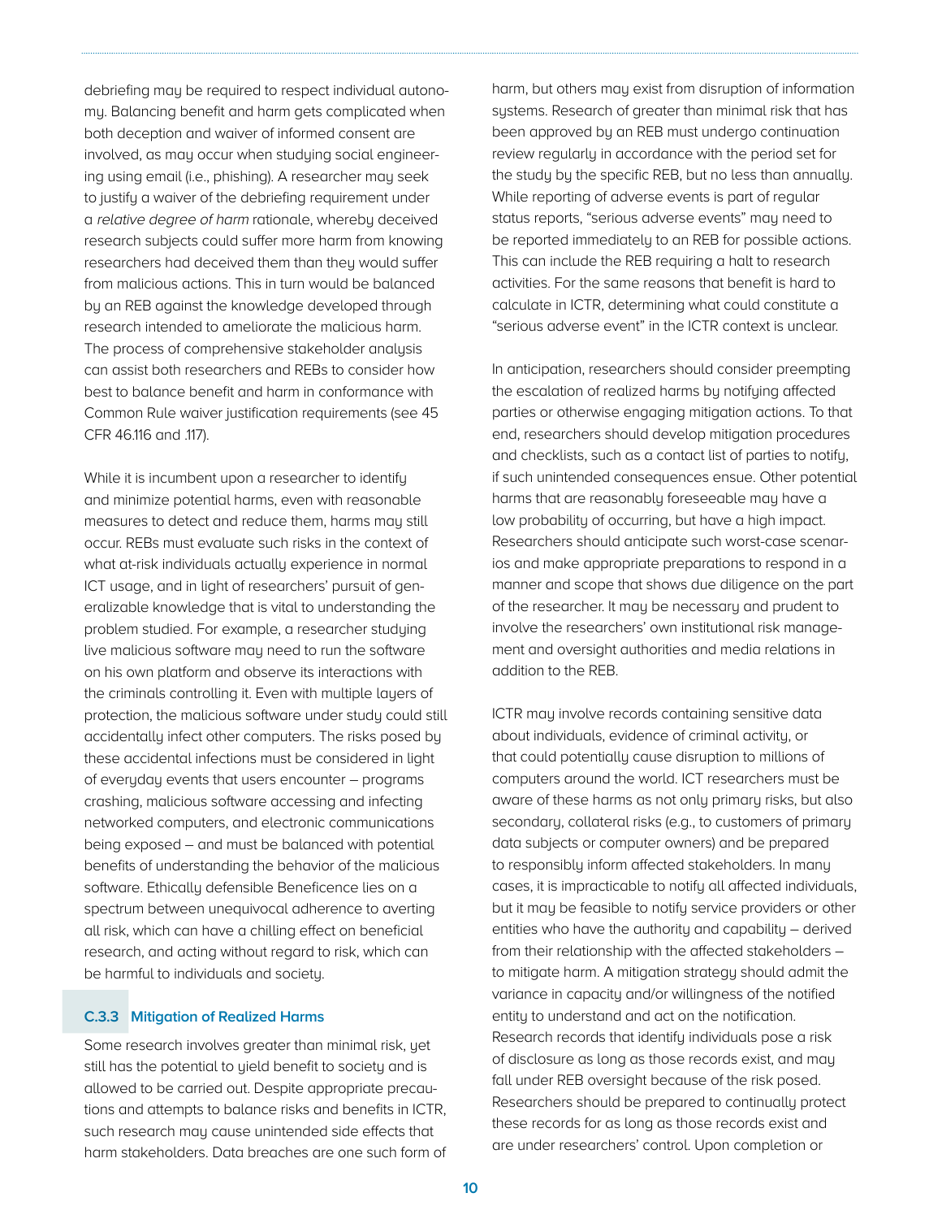debriefing may be required to respect individual autonomy. Balancing benefit and harm gets complicated when both deception and waiver of informed consent are involved, as may occur when studying social engineering using email (i.e., phishing). A researcher may seek to justify a waiver of the debriefing requirement under a *relative degree of harm* rationale, whereby deceived research subjects could suffer more harm from knowing researchers had deceived them than they would suffer from malicious actions. This in turn would be balanced by an REB against the knowledge developed through research intended to ameliorate the malicious harm. The process of comprehensive stakeholder analysis can assist both researchers and REBs to consider how best to balance benefit and harm in conformance with Common Rule waiver justification requirements (see 45 CFR 46.116 and .117).

While it is incumbent upon a researcher to identify and minimize potential harms, even with reasonable measures to detect and reduce them, harms may still occur. REBs must evaluate such risks in the context of what at-risk individuals actually experience in normal ICT usage, and in light of researchers' pursuit of generalizable knowledge that is vital to understanding the problem studied. For example, a researcher studying live malicious software may need to run the software on his own platform and observe its interactions with the criminals controlling it. Even with multiple layers of protection, the malicious software under study could still accidentally infect other computers. The risks posed by these accidental infections must be considered in light of everyday events that users encounter – programs crashing, malicious software accessing and infecting networked computers, and electronic communications being exposed – and must be balanced with potential benefits of understanding the behavior of the malicious software. Ethically defensible Beneficence lies on a spectrum between unequivocal adherence to averting all risk, which can have a chilling effect on beneficial research, and acting without regard to risk, which can be harmful to individuals and society.

### C.3.3 Mitigation of Realized Harms

Some research involves greater than minimal risk, yet still has the potential to yield benefit to society and is allowed to be carried out. Despite appropriate precautions and attempts to balance risks and benefits in ICTR, such research may cause unintended side effects that harm stakeholders. Data breaches are one such form of harm, but others may exist from disruption of information systems. Research of greater than minimal risk that has been approved by an REB must undergo continuation review regularly in accordance with the period set for the study by the specific REB, but no less than annually. While reporting of adverse events is part of regular status reports, "serious adverse events" may need to be reported immediately to an REB for possible actions. This can include the REB requiring a halt to research activities. For the same reasons that benefit is hard to calculate in ICTR, determining what could constitute a "serious adverse event" in the ICTR context is unclear.

In anticipation, researchers should consider preempting the escalation of realized harms by notifying affected parties or otherwise engaging mitigation actions. To that end, researchers should develop mitigation procedures and checklists, such as a contact list of parties to notify, if such unintended consequences ensue. Other potential harms that are reasonably foreseeable may have a low probability of occurring, but have a high impact. Researchers should anticipate such worst-case scenarios and make appropriate preparations to respond in a manner and scope that shows due diligence on the part of the researcher. It may be necessary and prudent to involve the researchers' own institutional risk management and oversight authorities and media relations in addition to the REB.

ICTR may involve records containing sensitive data about individuals, evidence of criminal activity, or that could potentially cause disruption to millions of computers around the world. ICT researchers must be aware of these harms as not only primary risks, but also secondary, collateral risks (e.g., to customers of primary data subjects or computer owners) and be prepared to responsibly inform affected stakeholders. In many cases, it is impracticable to notify all affected individuals, but it may be feasible to notify service providers or other entities who have the authority and capability – derived from their relationship with the affected stakeholders – to mitigate harm. A mitigation strategy should admit the variance in capacity and/or willingness of the notified entity to understand and act on the notification. Research records that identify individuals pose a risk of disclosure as long as those records exist, and may fall under REB oversight because of the risk posed. Researchers should be prepared to continually protect these records for as long as those records exist and are under researchers' control. Upon completion or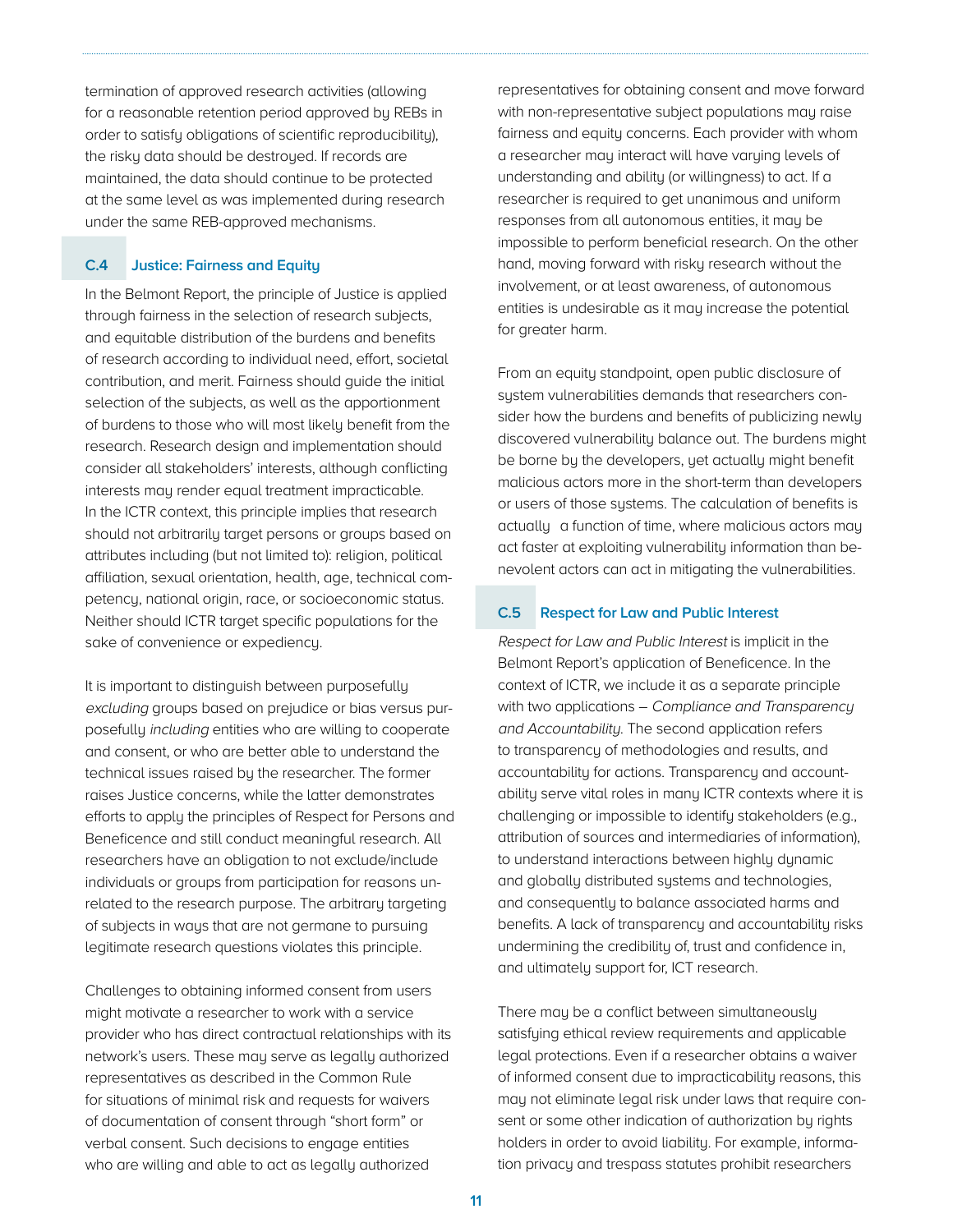termination of approved research activities (allowing for a reasonable retention period approved by REBs in order to satisfy obligations of scientific reproducibility), the risky data should be destroyed. If records are maintained, the data should continue to be protected at the same level as was implemented during research under the same REB-approved mechanisms.

### C.4 Justice: Fairness and Equity

In the Belmont Report, the principle of Justice is applied through fairness in the selection of research subjects, and equitable distribution of the burdens and benefits of research according to individual need, effort, societal contribution, and merit. Fairness should guide the initial selection of the subjects, as well as the apportionment of burdens to those who will most likely benefit from the research. Research design and implementation should consider all stakeholders' interests, although conflicting interests may render equal treatment impracticable. In the ICTR context, this principle implies that research should not arbitrarily target persons or groups based on attributes including (but not limited to): religion, political affiliation, sexual orientation, health, age, technical competency, national origin, race, or socioeconomic status. Neither should ICTR target specific populations for the sake of convenience or expediency.

It is important to distinguish between purposefully *excluding* groups based on prejudice or bias versus purposefully *including* entities who are willing to cooperate and consent, or who are better able to understand the technical issues raised by the researcher. The former raises Justice concerns, while the latter demonstrates efforts to apply the principles of Respect for Persons and Beneficence and still conduct meaningful research. All researchers have an obligation to not exclude/include individuals or groups from participation for reasons unrelated to the research purpose. The arbitrary targeting of subjects in ways that are not germane to pursuing legitimate research questions violates this principle.

Challenges to obtaining informed consent from users might motivate a researcher to work with a service provider who has direct contractual relationships with its network's users. These may serve as legally authorized representatives as described in the Common Rule for situations of minimal risk and requests for waivers of documentation of consent through "short form" or verbal consent. Such decisions to engage entities who are willing and able to act as legally authorized representatives for obtaining consent and move forward with non-representative subject populations may raise fairness and equity concerns. Each provider with whom a researcher may interact will have varying levels of understanding and ability (or willingness) to act. If a researcher is required to get unanimous and uniform responses from all autonomous entities, it may be impossible to perform beneficial research. On the other hand, moving forward with risky research without the involvement, or at least awareness, of autonomous entities is undesirable as it may increase the potential for greater harm.

From an equity standpoint, open public disclosure of system vulnerabilities demands that researchers consider how the burdens and benefits of publicizing newly discovered vulnerability balance out. The burdens might be borne by the developers, yet actually might benefit malicious actors more in the short-term than developers or users of those systems. The calculation of benefits is actually a function of time, where malicious actors may act faster at exploiting vulnerability information than benevolent actors can act in mitigating the vulnerabilities.

### C.5 Respect for Law and Public Interest

*Respect for Law and Public Interest* is implicit in the Belmont Report's application of Beneficence. In the context of ICTR, we include it as a separate principle with two applications – *Compliance and Transparency and Accountability*. The second application refers to transparency of methodologies and results, and accountability for actions. Transparency and accountability serve vital roles in many ICTR contexts where it is challenging or impossible to identify stakeholders (e.g., attribution of sources and intermediaries of information), to understand interactions between highly dynamic and globally distributed systems and technologies, and consequently to balance associated harms and benefits. A lack of transparency and accountability risks undermining the credibility of, trust and confidence in, and ultimately support for, ICT research.

There may be a conflict between simultaneously satisfying ethical review requirements and applicable legal protections. Even if a researcher obtains a waiver of informed consent due to impracticability reasons, this may not eliminate legal risk under laws that require consent or some other indication of authorization by rights holders in order to avoid liability. For example, information privacy and trespass statutes prohibit researchers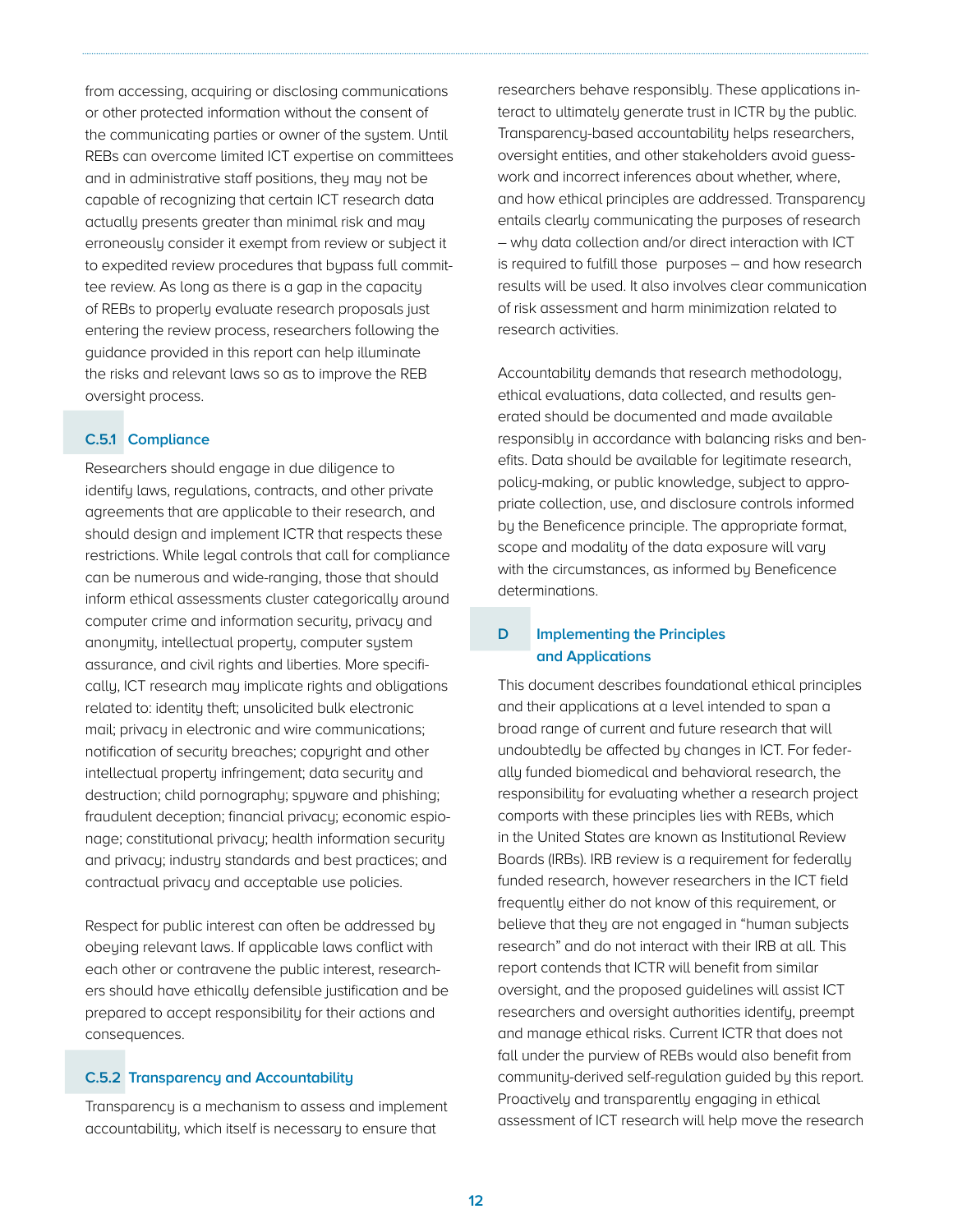from accessing, acquiring or disclosing communications or other protected information without the consent of the communicating parties or owner of the system. Until REBs can overcome limited ICT expertise on committees and in administrative staff positions, they may not be capable of recognizing that certain ICT research data actually presents greater than minimal risk and may erroneously consider it exempt from review or subject it to expedited review procedures that bypass full committee review. As long as there is a gap in the capacity of REBs to properly evaluate research proposals just entering the review process, researchers following the guidance provided in this report can help illuminate the risks and relevant laws so as to improve the REB oversight process.

### C.5.1 Compliance

Researchers should engage in due diligence to identify laws, regulations, contracts, and other private agreements that are applicable to their research, and should design and implement ICTR that respects these restrictions. While legal controls that call for compliance can be numerous and wide-ranging, those that should inform ethical assessments cluster categorically around computer crime and information security, privacy and anonymity, intellectual property, computer system assurance, and civil rights and liberties. More specifically, ICT research may implicate rights and obligations related to: identity theft; unsolicited bulk electronic mail; privacy in electronic and wire communications; notification of security breaches; copyright and other intellectual property infringement; data security and destruction; child pornography; spyware and phishing; fraudulent deception; financial privacy; economic espionage; constitutional privacy; health information security and privacy; industry standards and best practices; and contractual privacy and acceptable use policies.

Respect for public interest can often be addressed by obeying relevant laws. If applicable laws conflict with each other or contravene the public interest, researchers should have ethically defensible justification and be prepared to accept responsibility for their actions and consequences.

### C.5.2 Transparency and Accountability

Transparency is a mechanism to assess and implement accountability, which itself is necessary to ensure that researchers behave responsibly. These applications interact to ultimately generate trust in ICTR by the public. Transparency-based accountability helps researchers, oversight entities, and other stakeholders avoid guesswork and incorrect inferences about whether, where, and how ethical principles are addressed. Transparency entails clearly communicating the purposes of research – why data collection and/or direct interaction with ICT is required to fulfill those purposes – and how research results will be used. It also involves clear communication of risk assessment and harm minimization related to research activities.

Accountability demands that research methodology, ethical evaluations, data collected, and results generated should be documented and made available responsibly in accordance with balancing risks and benefits. Data should be available for legitimate research, policy-making, or public knowledge, subject to appropriate collection, use, and disclosure controls informed by the Beneficence principle. The appropriate format, scope and modality of the data exposure will vary with the circumstances, as informed by Beneficence determinations.

## D Implementing the Principles and Applications

This document describes foundational ethical principles and their applications at a level intended to span a broad range of current and future research that will undoubtedly be affected by changes in ICT. For federally funded biomedical and behavioral research, the responsibility for evaluating whether a research project comports with these principles lies with REBs, which in the United States are known as Institutional Review Boards (IRBs). IRB review is a requirement for federally funded research, however researchers in the ICT field frequently either do not know of this requirement, or believe that they are not engaged in "human subjects research" and do not interact with their IRB at all. This report contends that ICTR will benefit from similar oversight, and the proposed guidelines will assist ICT researchers and oversight authorities identify, preempt and manage ethical risks. Current ICTR that does not fall under the purview of REBs would also benefit from community-derived self-regulation guided by this report. Proactively and transparently engaging in ethical assessment of ICT research will help move the research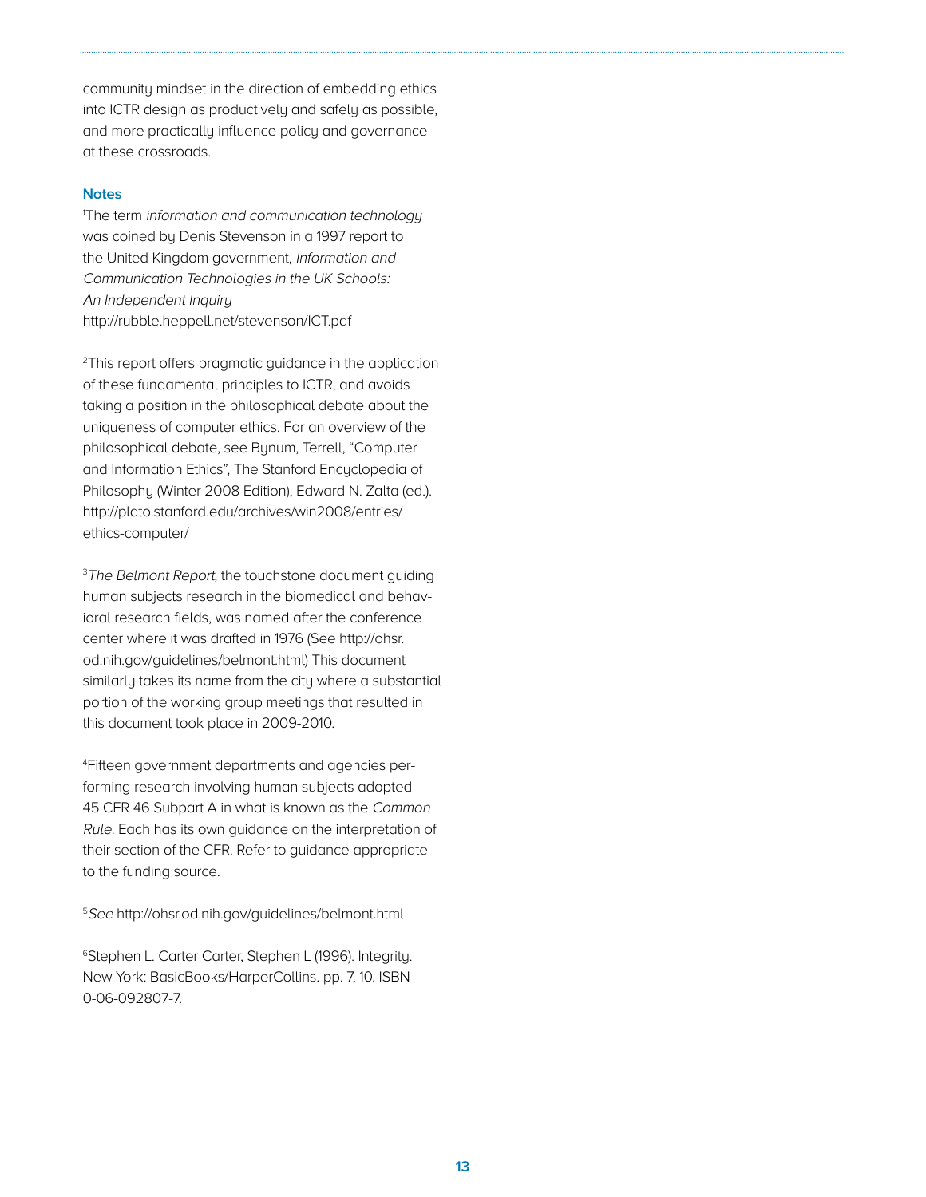community mindset in the direction of embedding ethics into ICTR design as productively and safely as possible, and more practically influence policy and governance at these crossroads.

### Notes

[1]The term *information and communication technology* was coined by Denis Stevenson in a 1997 report to the United Kingdom government, *Information and Communication Technologies in the UK Schools: An Independent Inquiry* http://rubble.heppell.net/stevenson/ICT.pdf

[2]This report offers pragmatic guidance in the application of these fundamental principles to ICTR, and avoids taking a position in the philosophical debate about the uniqueness of computer ethics. For an overview of the philosophical debate, see Bynum, Terrell, "Computer and Information Ethics", The Stanford Encyclopedia of Philosophy (Winter 2008 Edition), Edward N. Zalta (ed.). http://plato.stanford.edu/archives/win2008/entries/ethics-computer/

[3]*The Belmont Report*, the touchstone document guiding human subjects research in the biomedical and behavioral research fields, was named after the conference center where it was drafted in 1976 (See http://ohsr.od.nih.gov/guidelines/belmont.html) This document similarly takes its name from the city where a substantial portion of the working group meetings that resulted in this document took place in 2009-2010.

[4]Fifteen government departments and agencies performing research involving human subjects adopted 45 CFR 46 Subpart A in what is known as the *Common Rule*. Each has its own guidance on the interpretation of their section of the CFR. Refer to guidance appropriate to the funding source.

[5]*See* http://ohsr.od.nih.gov/guidelines/belmont.html

[6]Stephen L. Carter Carter, Stephen L (1996). Integrity. New York: BasicBooks/HarperCollins. pp. 7, 10. ISBN 0-06-092807-7.